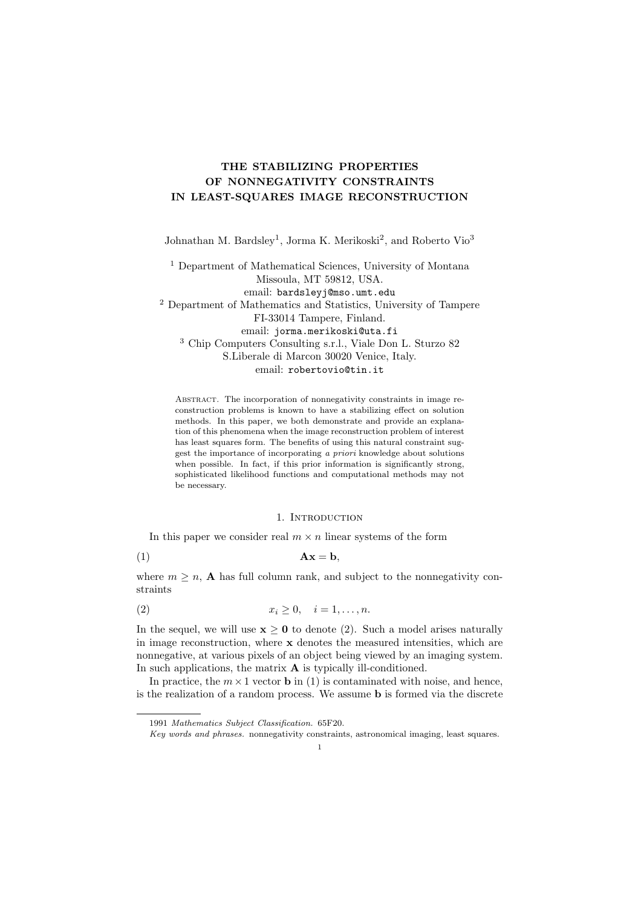# THE STABILIZING PROPERTIES OF NONNEGATIVITY CONSTRAINTS IN LEAST-SQUARES IMAGE RECONSTRUCTION

Johnathan M. Bardsley[1], Jorma K. Merikoski[2], and Roberto Vio[3]

[1] Department of Mathematical Sciences, University of Montana
Missoula, MT 59812, USA.
email: `bardsleyj@mso.umt.edu`

[2] Department of Mathematics and Statistics, University of Tampere
FI-33014 Tampere, Finland.
email: `jorma.merikoski@uta.fi`

[3] Chip Computers Consulting s.r.l., Viale Don L. Sturzo 82
S.Liberale di Marcon 30020 Venice, Italy.
email: `robertovio@tin.it`

Abstract. The incorporation of nonnegativity constraints in image reconstruction problems is known to have a stabilizing effect on solution methods. In this paper, we both demonstrate and provide an explanation of this phenomena when the image reconstruction problem of interest has least squares form. The benefits of using this natural constraint suggest the importance of incorporating *a priori* knowledge about solutions when possible. In fact, if this prior information is significantly strong, sophisticated likelihood functions and computational methods may not be necessary.

## 1. Introduction

In this paper we consider real $m \times n$ linear systems of the form

$$\mathbf{A}\mathbf{x} = \mathbf{b}, \tag{1}$$

where $m \geq n$, $\mathbf{A}$ has full column rank, and subject to the nonnegativity constraints

$$x_i \geq 0, \quad i = 1, \ldots, n. \tag{2}$$

In the sequel, we will use $\mathbf{x} \geq \mathbf{0}$ to denote (2). Such a model arises naturally in image reconstruction, where $\mathbf{x}$ denotes the measured intensities, which are nonnegative, at various pixels of an object being viewed by an imaging system. In such applications, the matrix $\mathbf{A}$ is typically ill-conditioned.

In practice, the $m \times 1$ vector $\mathbf{b}$ in (1) is contaminated with noise, and hence, is the realization of a random process. We assume $\mathbf{b}$ is formed via the discrete

1991 *Mathematics Subject Classification.* 65F20.

*Key words and phrases.* nonnegativity constraints, astronomical imaging, least squares.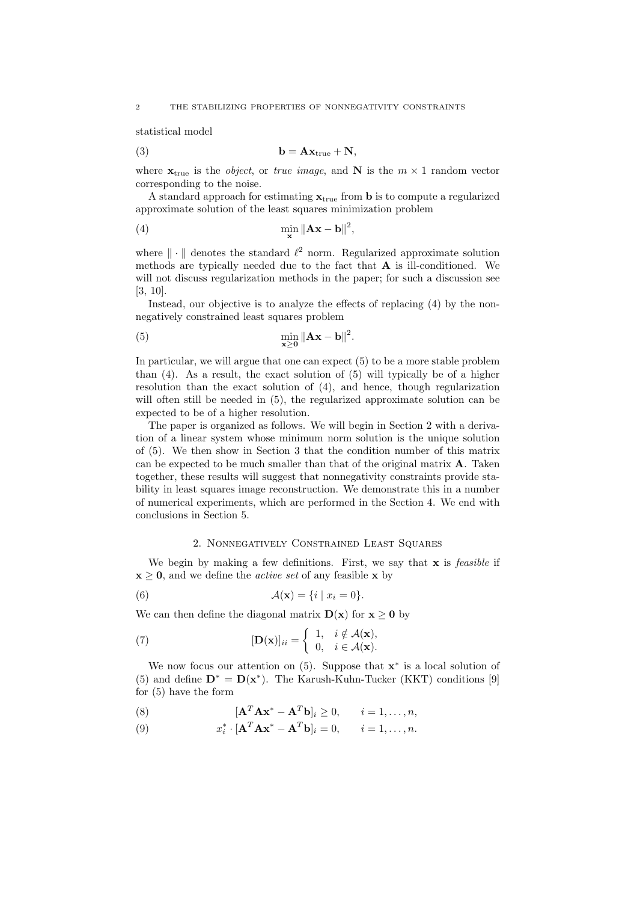statistical model

$$\mathbf{b} = \mathbf{A}\mathbf{x}_{\text{true}} + \mathbf{N}, \tag{3}$$

where $\mathbf{x}_{\text{true}}$ is the *object*, or *true image*, and $\mathbf{N}$ is the $m \times 1$ random vector corresponding to the noise.

A standard approach for estimating $\mathbf{x}_{\text{true}}$ from $\mathbf{b}$ is to compute a regularized approximate solution of the least squares minimization problem

$$\min_{\mathbf{x}} \|\mathbf{A}\mathbf{x} - \mathbf{b}\|^2, \tag{4}$$

where $\|\cdot\|$ denotes the standard $\ell^2$ norm. Regularized approximate solution methods are typically needed due to the fact that $\mathbf{A}$ is ill-conditioned. We will not discuss regularization methods in the paper; for such a discussion see [3, 10].

Instead, our objective is to analyze the effects of replacing (4) by the nonnegatively constrained least squares problem

$$\min_{\mathbf{x} \geq \mathbf{0}} \|\mathbf{A}\mathbf{x} - \mathbf{b}\|^2. \tag{5}$$

In particular, we will argue that one can expect (5) to be a more stable problem than (4). As a result, the exact solution of (5) will typically be of a higher resolution than the exact solution of (4), and hence, though regularization will often still be needed in (5), the regularized approximate solution can be expected to be of a higher resolution.

The paper is organized as follows. We will begin in Section 2 with a derivation of a linear system whose minimum norm solution is the unique solution of (5). We then show in Section 3 that the condition number of this matrix can be expected to be much smaller than that of the original matrix $\mathbf{A}$. Taken together, these results will suggest that nonnegativity constraints provide stability in least squares image reconstruction. We demonstrate this in a number of numerical experiments, which are performed in the Section 4. We end with conclusions in Section 5.

## 2. Nonnegatively Constrained Least Squares

We begin by making a few definitions. First, we say that $\mathbf{x}$ is *feasible* if $\mathbf{x} \geq \mathbf{0}$, and we define the *active set* of any feasible $\mathbf{x}$ by

$$\mathcal{A}(\mathbf{x}) = \{i \mid x_i = 0\}. \tag{6}$$

We can then define the diagonal matrix $\mathbf{D}(\mathbf{x})$ for $\mathbf{x} \geq \mathbf{0}$ by

$$[\mathbf{D}(\mathbf{x})]_{ii} = \begin{cases} 1, & i \notin \mathcal{A}(\mathbf{x}), \\ 0, & i \in \mathcal{A}(\mathbf{x}). \end{cases} \tag{7}$$

We now focus our attention on (5). Suppose that $\mathbf{x}^*$ is a local solution of (5) and define $\mathbf{D}^* = \mathbf{D}(\mathbf{x}^*)$. The Karush-Kuhn-Tucker (KKT) conditions [9] for (5) have the form

$$[\mathbf{A}^T\mathbf{A}\mathbf{x}^* - \mathbf{A}^T\mathbf{b}]_i \geq 0, \qquad i = 1, \ldots, n, \tag{8}$$

$$x_i^* \cdot [\mathbf{A}^T\mathbf{A}\mathbf{x}^* - \mathbf{A}^T\mathbf{b}]_i = 0, \qquad i = 1, \ldots, n. \tag{9}$$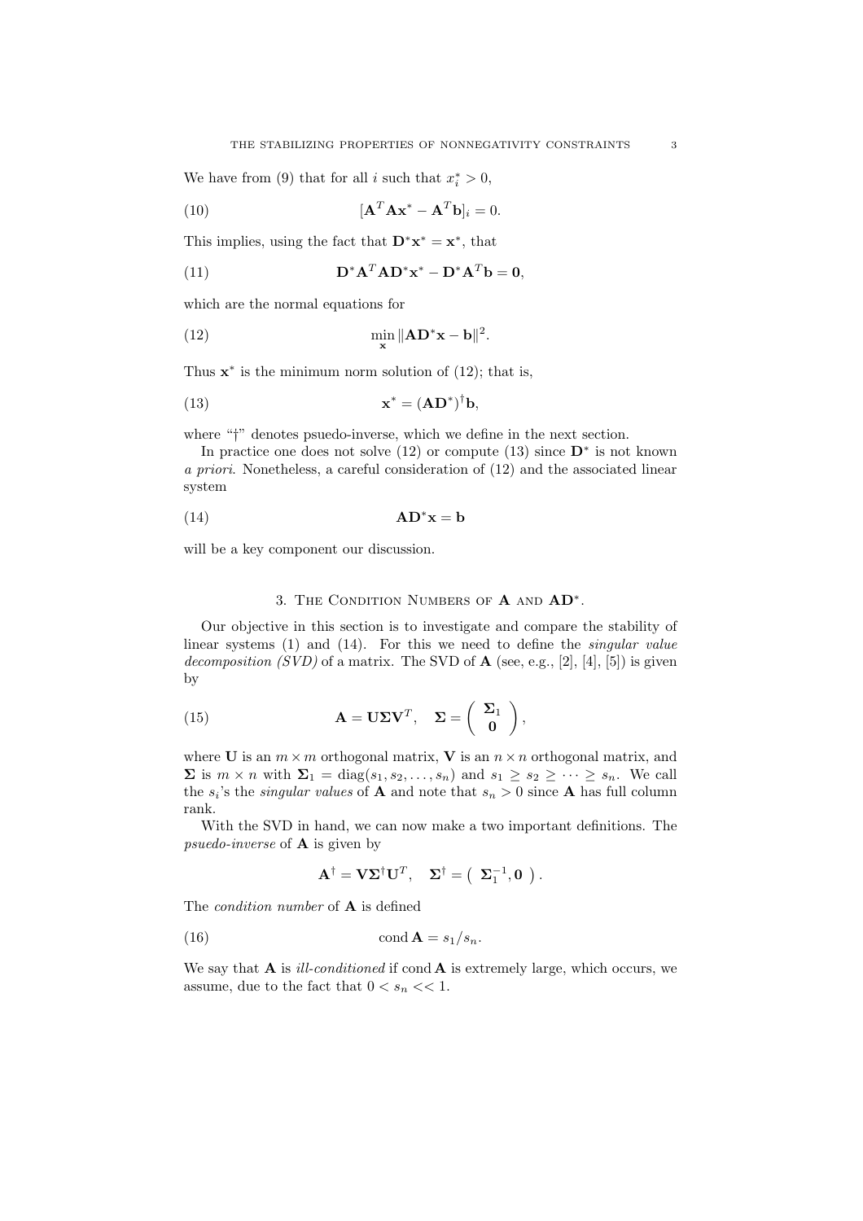We have from (9) that for all $i$ such that $x_i^* > 0$,

$$[\mathbf{A}^T\mathbf{A}\mathbf{x}^* - \mathbf{A}^T\mathbf{b}]_i = 0. \tag{10}$$

This implies, using the fact that $\mathbf{D}^*\mathbf{x}^* = \mathbf{x}^*$, that

$$\mathbf{D}^*\mathbf{A}^T\mathbf{A}\mathbf{D}^*\mathbf{x}^* - \mathbf{D}^*\mathbf{A}^T\mathbf{b} = \mathbf{0}, \tag{11}$$

which are the normal equations for

$$\min_{\mathbf{x}} \|\mathbf{A}\mathbf{D}^*\mathbf{x} - \mathbf{b}\|^2. \tag{12}$$

Thus $\mathbf{x}^*$ is the minimum norm solution of (12); that is,

$$\mathbf{x}^* = (\mathbf{A}\mathbf{D}^*)^\dagger\mathbf{b}, \tag{13}$$

where "$\dagger$" denotes psuedo-inverse, which we define in the next section.

In practice one does not solve (12) or compute (13) since $\mathbf{D}^*$ is not known *a priori*. Nonetheless, a careful consideration of (12) and the associated linear system

$$\mathbf{A}\mathbf{D}^*\mathbf{x} = \mathbf{b} \tag{14}$$

will be a key component our discussion.

## 3. The Condition Numbers of $\mathbf{A}$ and $\mathbf{AD}^*$.

Our objective in this section is to investigate and compare the stability of linear systems (1) and (14). For this we need to define the *singular value decomposition (SVD)* of a matrix. The SVD of $\mathbf{A}$ (see, e.g., [2], [4], [5]) is given by

$$\mathbf{A} = \mathbf{U}\mathbf{\Sigma}\mathbf{V}^T, \quad \mathbf{\Sigma} = \begin{pmatrix} \mathbf{\Sigma}_1 \\ \mathbf{0} \end{pmatrix}, \tag{15}$$

where $\mathbf{U}$ is an $m \times m$ orthogonal matrix, $\mathbf{V}$ is an $n \times n$ orthogonal matrix, and $\mathbf{\Sigma}$ is $m \times n$ with $\mathbf{\Sigma}_1 = \text{diag}(s_1, s_2, \ldots, s_n)$ and $s_1 \geq s_2 \geq \cdots \geq s_n$. We call the $s_i$'s the *singular values* of $\mathbf{A}$ and note that $s_n > 0$ since $\mathbf{A}$ has full column rank.

With the SVD in hand, we can now make a two important definitions. The *psuedo-inverse* of $\mathbf{A}$ is given by

$$\mathbf{A}^\dagger = \mathbf{V}\mathbf{\Sigma}^\dagger\mathbf{U}^T, \quad \mathbf{\Sigma}^\dagger = \begin{pmatrix} \mathbf{\Sigma}_1^{-1}, \mathbf{0} \end{pmatrix}.$$

The *condition number* of $\mathbf{A}$ is defined

$$\text{cond}\,\mathbf{A} = s_1/s_n. \tag{16}$$

We say that $\mathbf{A}$ is *ill-conditioned* if $\text{cond}\,\mathbf{A}$ is extremely large, which occurs, we assume, due to the fact that $0 < s_n << 1$.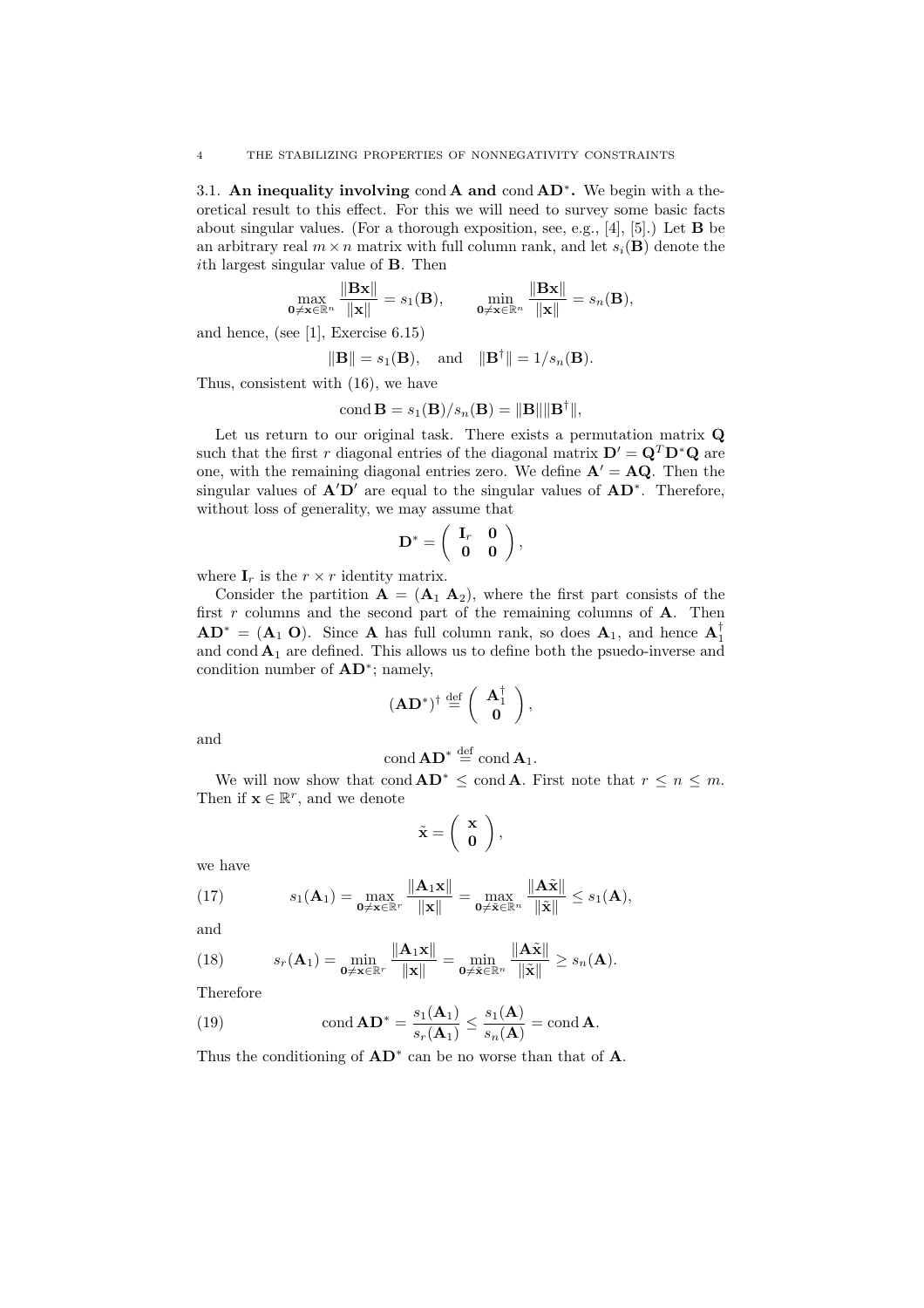### 3.1. An inequality involving $\operatorname{cond} \mathbf{A}$ and $\operatorname{cond} \mathbf{AD}^*$.

We begin with a theoretical result to this effect. For this we will need to survey some basic facts about singular values. (For a thorough exposition, see, e.g., [4], [5].) Let $\mathbf{B}$ be an arbitrary real $m \times n$ matrix with full column rank, and let $s_i(\mathbf{B})$ denote the $i$th largest singular value of $\mathbf{B}$. Then

$$\max_{\mathbf{0} \neq \mathbf{x} \in \mathbb{R}^n} \frac{\|\mathbf{Bx}\|}{\|\mathbf{x}\|} = s_1(\mathbf{B}), \qquad \min_{\mathbf{0} \neq \mathbf{x} \in \mathbb{R}^n} \frac{\|\mathbf{Bx}\|}{\|\mathbf{x}\|} = s_n(\mathbf{B}),$$

and hence, (see [1], Exercise 6.15)

$$\|\mathbf{B}\| = s_1(\mathbf{B}), \quad \text{and} \quad \|\mathbf{B}^\dagger\| = 1/s_n(\mathbf{B}).$$

Thus, consistent with (16), we have

$$\operatorname{cond} \mathbf{B} = s_1(\mathbf{B})/s_n(\mathbf{B}) = \|\mathbf{B}\|\|\mathbf{B}^\dagger\|,$$

Let us return to our original task. There exists a permutation matrix $\mathbf{Q}$ such that the first $r$ diagonal entries of the diagonal matrix $\mathbf{D}' = \mathbf{Q}^T\mathbf{D}^*\mathbf{Q}$ are one, with the remaining diagonal entries zero. We define $\mathbf{A}' = \mathbf{AQ}$. Then the singular values of $\mathbf{A}'\mathbf{D}'$ are equal to the singular values of $\mathbf{AD}^*$. Therefore, without loss of generality, we may assume that

$$\mathbf{D}^* = \begin{pmatrix} \mathbf{I}_r & \mathbf{0} \\ \mathbf{0} & \mathbf{0} \end{pmatrix},$$

where $\mathbf{I}_r$ is the $r \times r$ identity matrix.

Consider the partition $\mathbf{A} = (\mathbf{A}_1 \ \mathbf{A}_2)$, where the first part consists of the first $r$ columns and the second part of the remaining columns of $\mathbf{A}$. Then $\mathbf{AD}^* = (\mathbf{A}_1 \ \mathbf{O})$. Since $\mathbf{A}$ has full column rank, so does $\mathbf{A}_1$, and hence $\mathbf{A}_1^\dagger$ and $\operatorname{cond} \mathbf{A}_1$ are defined. This allows us to define both the psuedo-inverse and condition number of $\mathbf{AD}^*$; namely,

$$(\mathbf{AD}^*)^\dagger \stackrel{\text{def}}{=} \begin{pmatrix} \mathbf{A}_1^\dagger \\ \mathbf{0} \end{pmatrix},$$

and

$$\operatorname{cond} \mathbf{AD}^* \stackrel{\text{def}}{=} \operatorname{cond} \mathbf{A}_1.$$

We will now show that $\operatorname{cond} \mathbf{AD}^* \leq \operatorname{cond} \mathbf{A}$. First note that $r \leq n \leq m$. Then if $\mathbf{x} \in \mathbb{R}^r$, and we denote

$$\tilde{\mathbf{x}} = \begin{pmatrix} \mathbf{x} \\ \mathbf{0} \end{pmatrix},$$

we have

$$s_1(\mathbf{A}_1) = \max_{\mathbf{0} \neq \mathbf{x} \in \mathbb{R}^r} \frac{\|\mathbf{A}_1\mathbf{x}\|}{\|\mathbf{x}\|} = \max_{\mathbf{0} \neq \tilde{\mathbf{x}} \in \mathbb{R}^n} \frac{\|\mathbf{A}\tilde{\mathbf{x}}\|}{\|\tilde{\mathbf{x}}\|} \leq s_1(\mathbf{A}), \tag{17}$$

and

$$s_r(\mathbf{A}_1) = \min_{\mathbf{0} \neq \mathbf{x} \in \mathbb{R}^r} \frac{\|\mathbf{A}_1\mathbf{x}\|}{\|\mathbf{x}\|} = \min_{\mathbf{0} \neq \tilde{\mathbf{x}} \in \mathbb{R}^n} \frac{\|\mathbf{A}\tilde{\mathbf{x}}\|}{\|\tilde{\mathbf{x}}\|} \geq s_n(\mathbf{A}). \tag{18}$$

Therefore

$$\operatorname{cond} \mathbf{AD}^* = \frac{s_1(\mathbf{A}_1)}{s_r(\mathbf{A}_1)} \leq \frac{s_1(\mathbf{A})}{s_n(\mathbf{A})} = \operatorname{cond} \mathbf{A}. \tag{19}$$

Thus the conditioning of $\mathbf{AD}^*$ can be no worse than that of $\mathbf{A}$.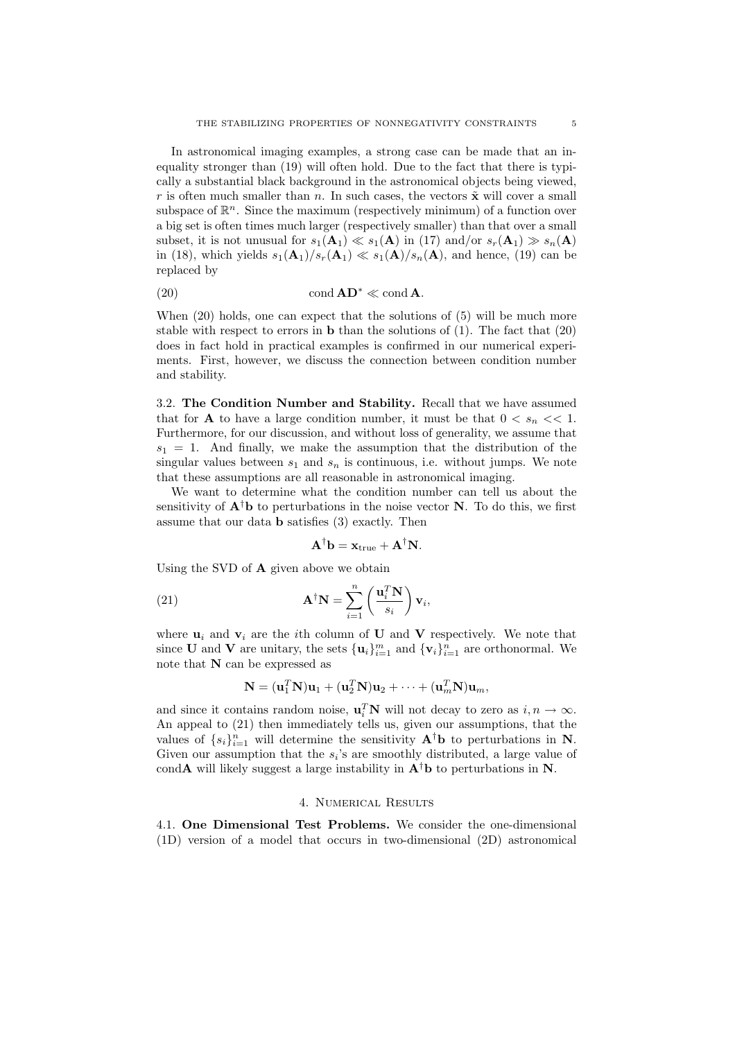In astronomical imaging examples, a strong case can be made that an inequality stronger than (19) will often hold. Due to the fact that there is typically a substantial black background in the astronomical objects being viewed, $r$ is often much smaller than $n$. In such cases, the vectors $\tilde{\mathbf{x}}$ will cover a small subspace of $\mathbb{R}^n$. Since the maximum (respectively minimum) of a function over a big set is often times much larger (respectively smaller) than that over a small subset, it is not unusual for $s_1(\mathbf{A}_1) \ll s_1(\mathbf{A})$ in (17) and/or $s_r(\mathbf{A}_1) \gg s_n(\mathbf{A})$ in (18), which yields $s_1(\mathbf{A}_1)/s_r(\mathbf{A}_1) \ll s_1(\mathbf{A})/s_n(\mathbf{A})$, and hence, (19) can be replaced by

$$\text{cond}\, \mathbf{A}\mathbf{D}^* \ll \text{cond}\, \mathbf{A}. \tag{20}$$

When (20) holds, one can expect that the solutions of (5) will be much more stable with respect to errors in $\mathbf{b}$ than the solutions of (1). The fact that (20) does in fact hold in practical examples is confirmed in our numerical experiments. First, however, we discuss the connection between condition number and stability.

3.2. **The Condition Number and Stability.** Recall that we have assumed that for $\mathbf{A}$ to have a large condition number, it must be that $0 < s_n << 1$. Furthermore, for our discussion, and without loss of generality, we assume that $s_1 = 1$. And finally, we make the assumption that the distribution of the singular values between $s_1$ and $s_n$ is continuous, i.e. without jumps. We note that these assumptions are all reasonable in astronomical imaging.

We want to determine what the condition number can tell us about the sensitivity of $\mathbf{A}^\dagger \mathbf{b}$ to perturbations in the noise vector $\mathbf{N}$. To do this, we first assume that our data $\mathbf{b}$ satisfies (3) exactly. Then

$$\mathbf{A}^\dagger \mathbf{b} = \mathbf{x}_{\text{true}} + \mathbf{A}^\dagger \mathbf{N}.$$

Using the SVD of $\mathbf{A}$ given above we obtain

$$\mathbf{A}^\dagger \mathbf{N} = \sum_{i=1}^{n} \left( \frac{\mathbf{u}_i^T \mathbf{N}}{s_i} \right) \mathbf{v}_i, \tag{21}$$

where $\mathbf{u}_i$ and $\mathbf{v}_i$ are the $i$th column of $\mathbf{U}$ and $\mathbf{V}$ respectively. We note that since $\mathbf{U}$ and $\mathbf{V}$ are unitary, the sets $\{\mathbf{u}_i\}_{i=1}^m$ and $\{\mathbf{v}_i\}_{i=1}^n$ are orthonormal. We note that $\mathbf{N}$ can be expressed as

$$\mathbf{N} = (\mathbf{u}_1^T \mathbf{N})\mathbf{u}_1 + (\mathbf{u}_2^T \mathbf{N})\mathbf{u}_2 + \cdots + (\mathbf{u}_m^T \mathbf{N})\mathbf{u}_m,$$

and since it contains random noise, $\mathbf{u}_i^T \mathbf{N}$ will not decay to zero as $i, n \to \infty$. An appeal to (21) then immediately tells us, given our assumptions, that the values of $\{s_i\}_{i=1}^n$ will determine the sensitivity $\mathbf{A}^\dagger \mathbf{b}$ to perturbations in $\mathbf{N}$. Given our assumption that the $s_i$'s are smoothly distributed, a large value of cond$\mathbf{A}$ will likely suggest a large instability in $\mathbf{A}^\dagger \mathbf{b}$ to perturbations in $\mathbf{N}$.

## 4. Numerical Results

4.1. **One Dimensional Test Problems.** We consider the one-dimensional (1D) version of a model that occurs in two-dimensional (2D) astronomical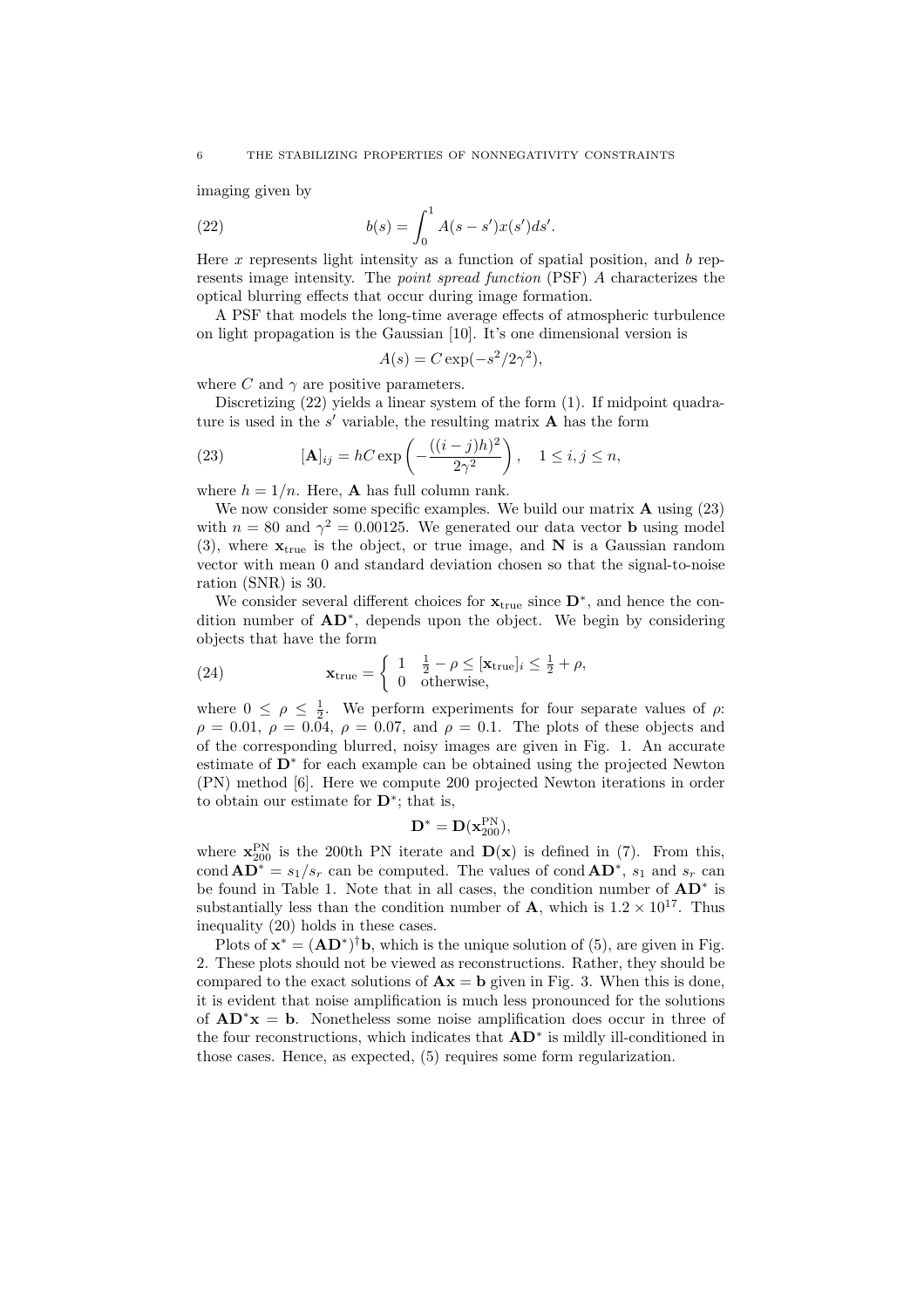imaging given by

$$b(s) = \int_0^1 A(s - s')x(s')ds'. \tag{22}$$

Here $x$ represents light intensity as a function of spatial position, and $b$ represents image intensity. The *point spread function* (PSF) $A$ characterizes the optical blurring effects that occur during image formation.

A PSF that models the long-time average effects of atmospheric turbulence on light propagation is the Gaussian [10]. It's one dimensional version is

$$A(s) = C \exp(-s^2/2\gamma^2),$$

where $C$ and $\gamma$ are positive parameters.

Discretizing (22) yields a linear system of the form (1). If midpoint quadrature is used in the $s'$ variable, the resulting matrix $\mathbf{A}$ has the form

$$[\mathbf{A}]_{ij} = hC \exp\left(-\frac{((i-j)h)^2}{2\gamma^2}\right), \quad 1 \leq i, j \leq n, \tag{23}$$

where $h = 1/n$. Here, $\mathbf{A}$ has full column rank.

We now consider some specific examples. We build our matrix $\mathbf{A}$ using (23) with $n = 80$ and $\gamma^2 = 0.00125$. We generated our data vector $\mathbf{b}$ using model (3), where $\mathbf{x}_{\text{true}}$ is the object, or true image, and $\mathbf{N}$ is a Gaussian random vector with mean 0 and standard deviation chosen so that the signal-to-noise ration (SNR) is 30.

We consider several different choices for $\mathbf{x}_{\text{true}}$ since $\mathbf{D}^*$, and hence the condition number of $\mathbf{AD}^*$, depends upon the object. We begin by considering objects that have the form

$$\mathbf{x}_{\text{true}} = \begin{cases} 1 & \frac{1}{2} - \rho \leq [\mathbf{x}_{\text{true}}]_i \leq \frac{1}{2} + \rho, \\ 0 & \text{otherwise}, \end{cases} \tag{24}$$

where $0 \leq \rho \leq \frac{1}{2}$. We perform experiments for four separate values of $\rho$: $\rho = 0.01$, $\rho = 0.04$, $\rho = 0.07$, and $\rho = 0.1$. The plots of these objects and of the corresponding blurred, noisy images are given in Fig. 1. An accurate estimate of $\mathbf{D}^*$ for each example can be obtained using the projected Newton (PN) method [6]. Here we compute 200 projected Newton iterations in order to obtain our estimate for $\mathbf{D}^*$; that is,

$$\mathbf{D}^* = \mathbf{D}(\mathbf{x}_{200}^{\text{PN}}),$$

where $\mathbf{x}_{200}^{\text{PN}}$ is the 200th PN iterate and $\mathbf{D}(\mathbf{x})$ is defined in (7). From this, $\operatorname{cond} \mathbf{AD}^* = s_1/s_r$ can be computed. The values of $\operatorname{cond} \mathbf{AD}^*$, $s_1$ and $s_r$ can be found in Table 1. Note that in all cases, the condition number of $\mathbf{AD}^*$ is substantially less than the condition number of $\mathbf{A}$, which is $1.2 \times 10^{17}$. Thus inequality (20) holds in these cases.

Plots of $\mathbf{x}^* = (\mathbf{AD}^*)^\dagger \mathbf{b}$, which is the unique solution of (5), are given in Fig. 2. These plots should not be viewed as reconstructions. Rather, they should be compared to the exact solutions of $\mathbf{Ax} = \mathbf{b}$ given in Fig. 3. When this is done, it is evident that noise amplification is much less pronounced for the solutions of $\mathbf{AD}^*\mathbf{x} = \mathbf{b}$. Nonetheless some noise amplification does occur in three of the four reconstructions, which indicates that $\mathbf{AD}^*$ is mildly ill-conditioned in those cases. Hence, as expected, (5) requires some form regularization.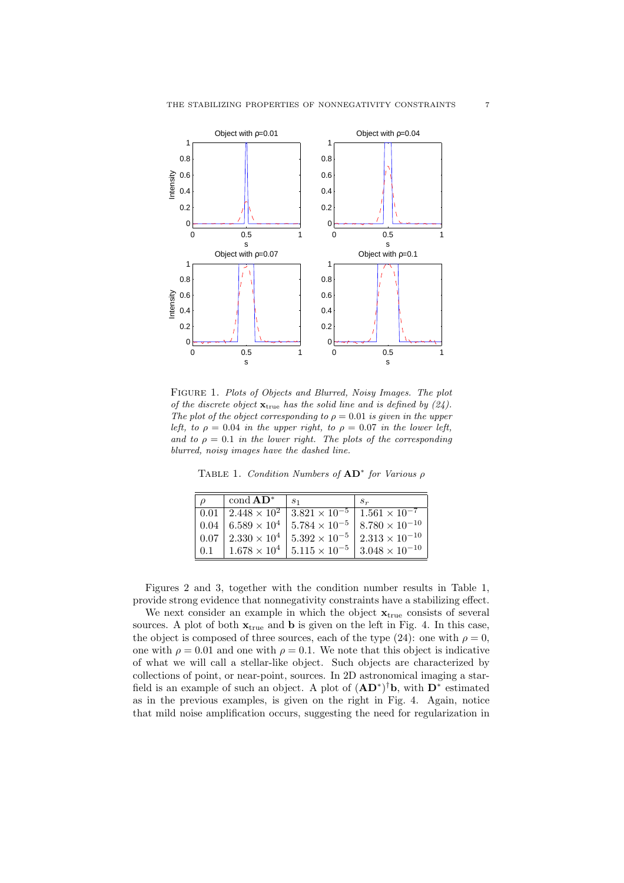FIGURE 1. *Plots of Objects and Blurred, Noisy Images. The plot of the discrete object* $\mathbf{x}_{\text{true}}$ *has the solid line and is defined by (24). The plot of the object corresponding to* $\rho = 0.01$ *is given in the upper left, to* $\rho = 0.04$ *in the upper right, to* $\rho = 0.07$ *in the lower left, and to* $\rho = 0.1$ *in the lower right. The plots of the corresponding blurred, noisy images have the dashed line.*

TABLE 1. *Condition Numbers of* $\mathbf{AD}^*$ *for Various* $\rho$

| $\rho$ | cond $\mathbf{AD}^*$ | $s_1$ | $s_r$ |
|---|---|---|---|
| 0.01 | $2.448 \times 10^2$ | $3.821 \times 10^{-5}$ | $1.561 \times 10^{-7}$ |
| 0.04 | $6.589 \times 10^4$ | $5.784 \times 10^{-5}$ | $8.780 \times 10^{-10}$ |
| 0.07 | $2.330 \times 10^4$ | $5.392 \times 10^{-5}$ | $2.313 \times 10^{-10}$ |
| 0.1 | $1.678 \times 10^4$ | $5.115 \times 10^{-5}$ | $3.048 \times 10^{-10}$ |

Figures 2 and 3, together with the condition number results in Table 1, provide strong evidence that nonnegativity constraints have a stabilizing effect.

We next consider an example in which the object $\mathbf{x}_{\text{true}}$ consists of several sources. A plot of both $\mathbf{x}_{\text{true}}$ and $\mathbf{b}$ is given on the left in Fig. 4. In this case, the object is composed of three sources, each of the type (24): one with $\rho = 0$, one with $\rho = 0.01$ and one with $\rho = 0.1$. We note that this object is indicative of what we will call a stellar-like object. Such objects are characterized by collections of point, or near-point, sources. In 2D astronomical imaging a star-field is an example of such an object. A plot of $(\mathbf{AD}^*)^\dagger\mathbf{b}$, with $\mathbf{D}^*$ estimated as in the previous examples, is given on the right in Fig. 4. Again, notice that mild noise amplification occurs, suggesting the need for regularization in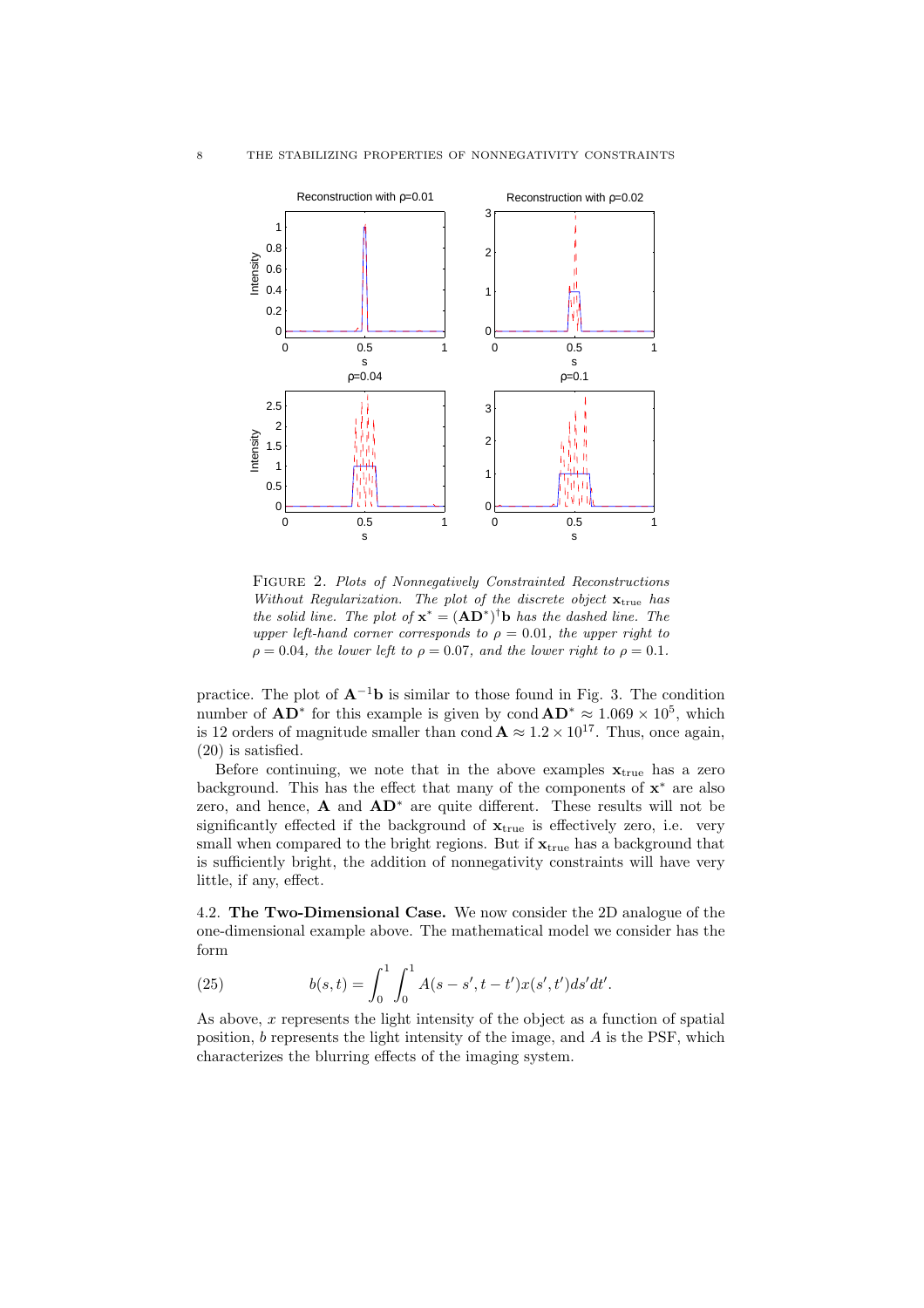FIGURE 2. *Plots of Nonnegatively Constrainted Reconstructions Without Regularization. The plot of the discrete object* $\mathbf{x}_{\text{true}}$ *has the solid line. The plot of* $\mathbf{x}^* = (\mathbf{AD}^*)^\dagger \mathbf{b}$ *has the dashed line. The upper left-hand corner corresponds to* $\rho = 0.01$*, the upper right to* $\rho = 0.04$*, the lower left to* $\rho = 0.07$*, and the lower right to* $\rho = 0.1$*.*

practice. The plot of $\mathbf{A}^{-1}\mathbf{b}$ is similar to those found in Fig. 3. The condition number of $\mathbf{AD}^*$ for this example is given by $\text{cond}\, \mathbf{AD}^* \approx 1.069 \times 10^5$, which is 12 orders of magnitude smaller than $\text{cond}\, \mathbf{A} \approx 1.2 \times 10^{17}$. Thus, once again, (20) is satisfied.

Before continuing, we note that in the above examples $\mathbf{x}_{\text{true}}$ has a zero background. This has the effect that many of the components of $\mathbf{x}^*$ are also zero, and hence, $\mathbf{A}$ and $\mathbf{AD}^*$ are quite different. These results will not be significantly effected if the background of $\mathbf{x}_{\text{true}}$ is effectively zero, i.e. very small when compared to the bright regions. But if $\mathbf{x}_{\text{true}}$ has a background that is sufficiently bright, the addition of nonnegativity constraints will have very little, if any, effect.

4.2. **The Two-Dimensional Case.** We now consider the 2D analogue of the one-dimensional example above. The mathematical model we consider has the form

$$b(s,t) = \int_0^1 \int_0^1 A(s - s', t - t') x(s', t') ds' dt'. \tag{25}$$

As above, $x$ represents the light intensity of the object as a function of spatial position, $b$ represents the light intensity of the image, and $A$ is the PSF, which characterizes the blurring effects of the imaging system.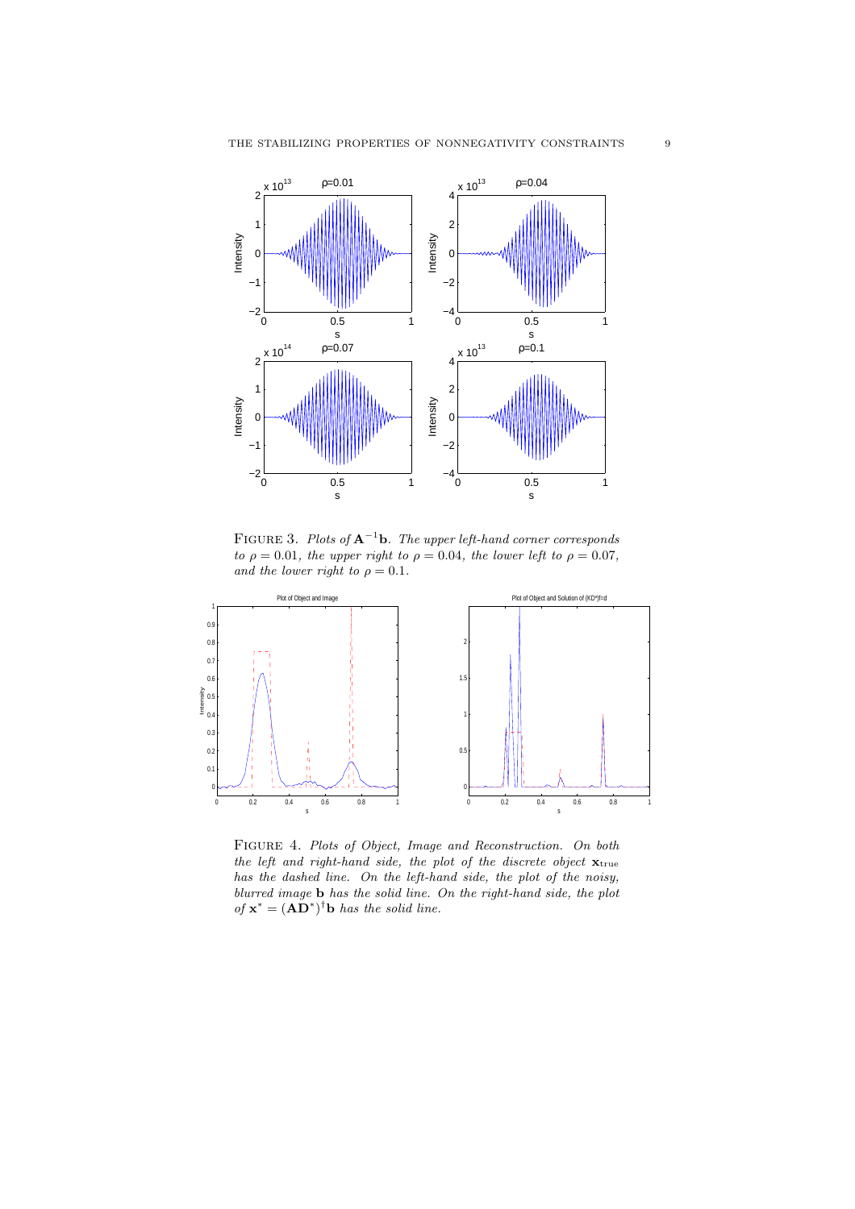FIGURE 3. *Plots of* $\mathbf{A}^{-1}\mathbf{b}$*. The upper left-hand corner corresponds to* $\rho = 0.01$*, the upper right to* $\rho = 0.04$*, the lower left to* $\rho = 0.07$*, and the lower right to* $\rho = 0.1$*.*

FIGURE 4. *Plots of Object, Image and Reconstruction. On both the left and right-hand side, the plot of the discrete object* $\mathbf{x}_{\text{true}}$ *has the dashed line. On the left-hand side, the plot of the noisy, blurred image* $\mathbf{b}$ *has the solid line. On the right-hand side, the plot of* $\mathbf{x}^* = (\mathbf{A}\mathbf{D}^*)^{\dagger}\mathbf{b}$ *has the solid line.*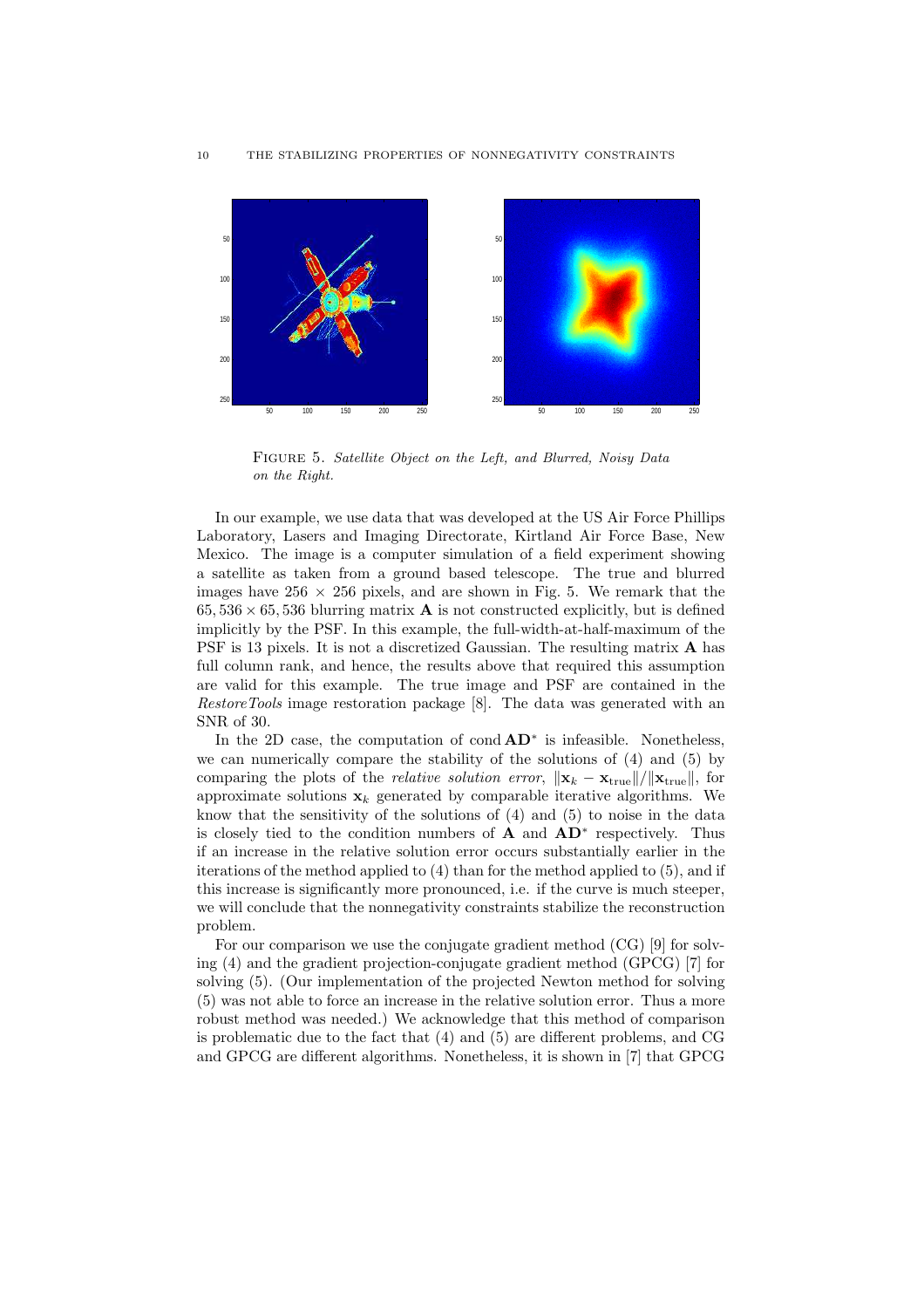FIGURE 5. *Satellite Object on the Left, and Blurred, Noisy Data on the Right.*

In our example, we use data that was developed at the US Air Force Phillips Laboratory, Lasers and Imaging Directorate, Kirtland Air Force Base, New Mexico. The image is a computer simulation of a field experiment showing a satellite as taken from a ground based telescope. The true and blurred images have $256 \times 256$ pixels, and are shown in Fig. 5. We remark that the $65,536 \times 65,536$ blurring matrix $\mathbf{A}$ is not constructed explicitly, but is defined implicitly by the PSF. In this example, the full-width-at-half-maximum of the PSF is 13 pixels. It is not a discretized Gaussian. The resulting matrix $\mathbf{A}$ has full column rank, and hence, the results above that required this assumption are valid for this example. The true image and PSF are contained in the *RestoreTools* image restoration package [8]. The data was generated with an SNR of 30.

In the 2D case, the computation of $\operatorname{cond} \mathbf{AD}^*$ is infeasible. Nonetheless, we can numerically compare the stability of the solutions of (4) and (5) by comparing the plots of the *relative solution error*, $\|\mathbf{x}_k - \mathbf{x}_{\text{true}}\|/\|\mathbf{x}_{\text{true}}\|$, for approximate solutions $\mathbf{x}_k$ generated by comparable iterative algorithms. We know that the sensitivity of the solutions of (4) and (5) to noise in the data is closely tied to the condition numbers of $\mathbf{A}$ and $\mathbf{AD}^*$ respectively. Thus if an increase in the relative solution error occurs substantially earlier in the iterations of the method applied to (4) than for the method applied to (5), and if this increase is significantly more pronounced, i.e. if the curve is much steeper, we will conclude that the nonnegativity constraints stabilize the reconstruction problem.

For our comparison we use the conjugate gradient method (CG) [9] for solving (4) and the gradient projection-conjugate gradient method (GPCG) [7] for solving (5). (Our implementation of the projected Newton method for solving (5) was not able to force an increase in the relative solution error. Thus a more robust method was needed.) We acknowledge that this method of comparison is problematic due to the fact that (4) and (5) are different problems, and CG and GPCG are different algorithms. Nonetheless, it is shown in [7] that GPCG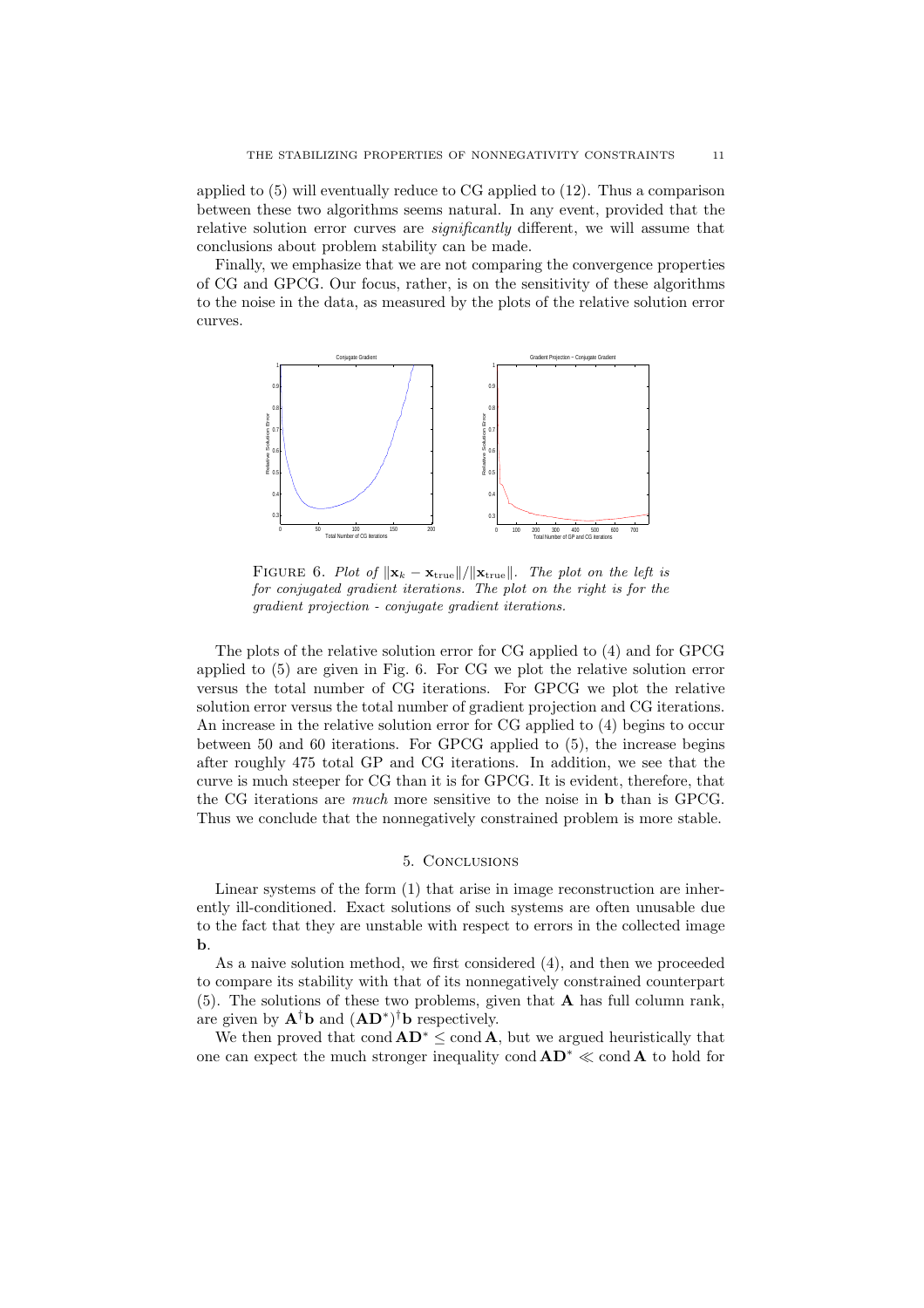applied to (5) will eventually reduce to CG applied to (12). Thus a comparison between these two algorithms seems natural. In any event, provided that the relative solution error curves are *significantly* different, we will assume that conclusions about problem stability can be made.

Finally, we emphasize that we are not comparing the convergence properties of CG and GPCG. Our focus, rather, is on the sensitivity of these algorithms to the noise in the data, as measured by the plots of the relative solution error curves.

FIGURE 6. *Plot of* $\|\mathbf{x}_k - \mathbf{x}_{\mathrm{true}}\|/\|\mathbf{x}_{\mathrm{true}}\|$. *The plot on the left is for conjugated gradient iterations. The plot on the right is for the gradient projection - conjugate gradient iterations.*

The plots of the relative solution error for CG applied to (4) and for GPCG applied to (5) are given in Fig. 6. For CG we plot the relative solution error versus the total number of CG iterations. For GPCG we plot the relative solution error versus the total number of gradient projection and CG iterations. An increase in the relative solution error for CG applied to (4) begins to occur between 50 and 60 iterations. For GPCG applied to (5), the increase begins after roughly 475 total GP and CG iterations. In addition, we see that the curve is much steeper for CG than it is for GPCG. It is evident, therefore, that the CG iterations are *much* more sensitive to the noise in $\mathbf{b}$ than is GPCG. Thus we conclude that the nonnegatively constrained problem is more stable.

## 5. Conclusions

Linear systems of the form (1) that arise in image reconstruction are inherently ill-conditioned. Exact solutions of such systems are often unusable due to the fact that they are unstable with respect to errors in the collected image $\mathbf{b}$.

As a naive solution method, we first considered (4), and then we proceeded to compare its stability with that of its nonnegatively constrained counterpart (5). The solutions of these two problems, given that $\mathbf{A}$ has full column rank, are given by $\mathbf{A}^{\dagger}\mathbf{b}$ and $(\mathbf{A}\mathbf{D}^{*})^{\dagger}\mathbf{b}$ respectively.

We then proved that $\operatorname{cond} \mathbf{A}\mathbf{D}^{*} \leq \operatorname{cond} \mathbf{A}$, but we argued heuristically that one can expect the much stronger inequality $\operatorname{cond} \mathbf{A}\mathbf{D}^{*} \ll \operatorname{cond} \mathbf{A}$ to hold for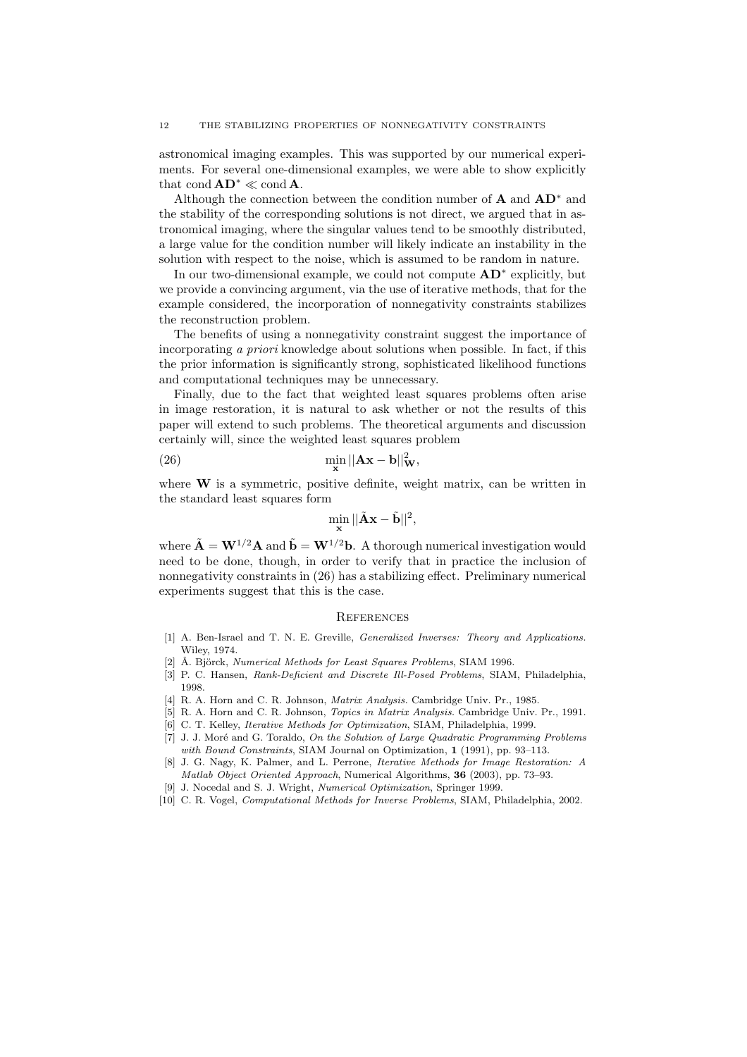astronomical imaging examples. This was supported by our numerical experiments. For several one-dimensional examples, we were able to show explicitly that $\text{cond}\, \mathbf{AD}^* \ll \text{cond}\, \mathbf{A}$.

Although the connection between the condition number of $\mathbf{A}$ and $\mathbf{AD}^*$ and the stability of the corresponding solutions is not direct, we argued that in astronomical imaging, where the singular values tend to be smoothly distributed, a large value for the condition number will likely indicate an instability in the solution with respect to the noise, which is assumed to be random in nature.

In our two-dimensional example, we could not compute $\mathbf{AD}^*$ explicitly, but we provide a convincing argument, via the use of iterative methods, that for the example considered, the incorporation of nonnegativity constraints stabilizes the reconstruction problem.

The benefits of using a nonnegativity constraint suggest the importance of incorporating *a priori* knowledge about solutions when possible. In fact, if this the prior information is significantly strong, sophisticated likelihood functions and computational techniques may be unnecessary.

Finally, due to the fact that weighted least squares problems often arise in image restoration, it is natural to ask whether or not the results of this paper will extend to such problems. The theoretical arguments and discussion certainly will, since the weighted least squares problem

$$\min_{\mathbf{x}} ||\mathbf{Ax} - \mathbf{b}||^2_{\mathbf{W}}, \tag{26}$$

where $\mathbf{W}$ is a symmetric, positive definite, weight matrix, can be written in the standard least squares form

$$\min_{\mathbf{x}} ||\tilde{\mathbf{A}}\mathbf{x} - \tilde{\mathbf{b}}||^2,$$

where $\tilde{\mathbf{A}} = \mathbf{W}^{1/2}\mathbf{A}$ and $\tilde{\mathbf{b}} = \mathbf{W}^{1/2}\mathbf{b}$. A thorough numerical investigation would need to be done, though, in order to verify that in practice the inclusion of nonnegativity constraints in (26) has a stabilizing effect. Preliminary numerical experiments suggest that this is the case.

## References

[1] A. Ben-Israel and T. N. E. Greville, *Generalized Inverses: Theory and Applications*. Wiley, 1974.

[2] Å. Björck, *Numerical Methods for Least Squares Problems*, SIAM 1996.

[3] P. C. Hansen, *Rank-Deficient and Discrete Ill-Posed Problems*, SIAM, Philadelphia, 1998.

[4] R. A. Horn and C. R. Johnson, *Matrix Analysis*. Cambridge Univ. Pr., 1985.

[5] R. A. Horn and C. R. Johnson, *Topics in Matrix Analysis*. Cambridge Univ. Pr., 1991.

[6] C. T. Kelley, *Iterative Methods for Optimization*, SIAM, Philadelphia, 1999.

[7] J. J. Moré and G. Toraldo, *On the Solution of Large Quadratic Programming Problems with Bound Constraints*, SIAM Journal on Optimization, **1** (1991), pp. 93–113.

[8] J. G. Nagy, K. Palmer, and L. Perrone, *Iterative Methods for Image Restoration: A Matlab Object Oriented Approach*, Numerical Algorithms, **36** (2003), pp. 73–93.

[9] J. Nocedal and S. J. Wright, *Numerical Optimization*, Springer 1999.

[10] C. R. Vogel, *Computational Methods for Inverse Problems*, SIAM, Philadelphia, 2002.